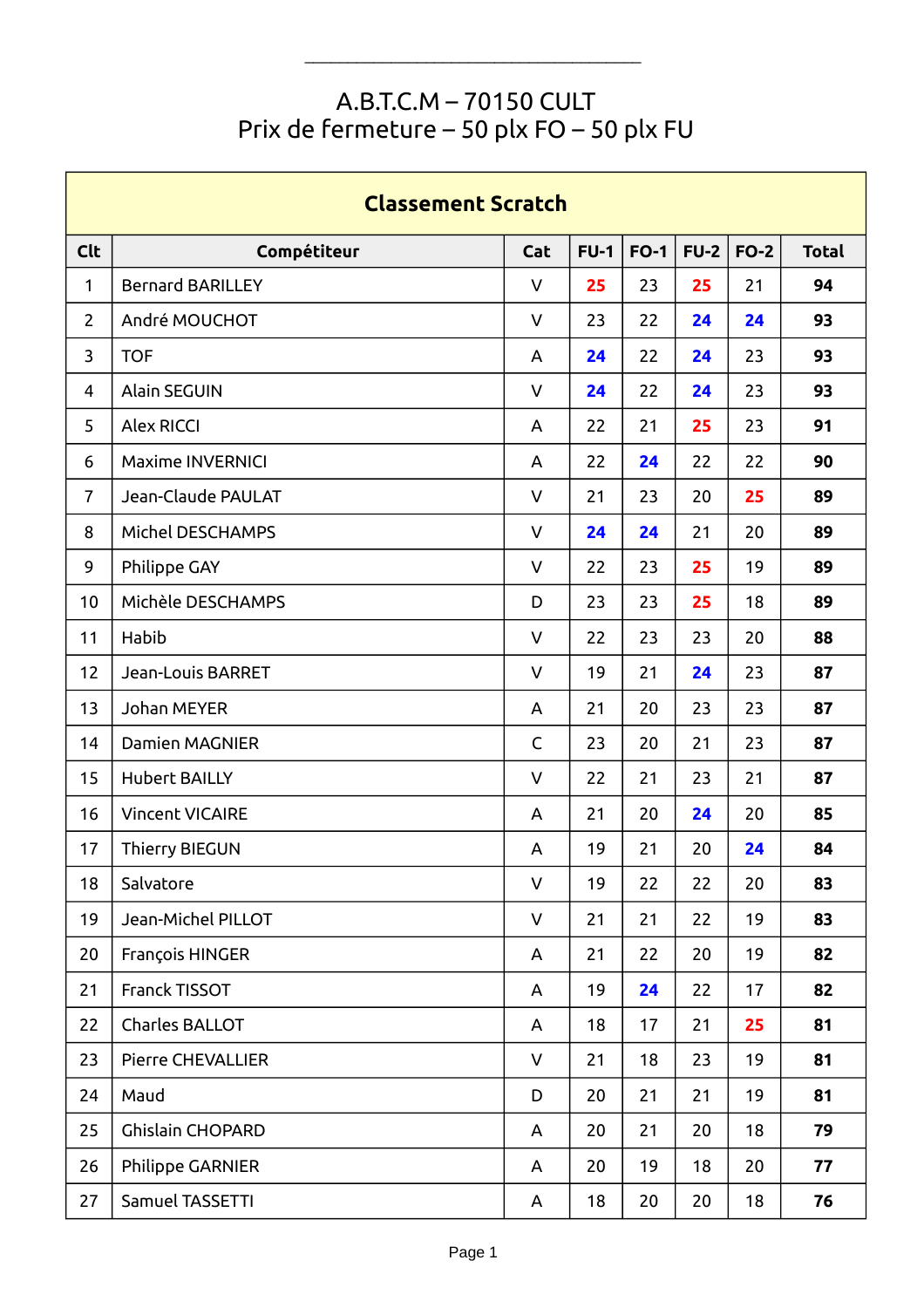# A.B.T.C.M – 70150 CULT
## Prix de fermeture – 50 plx FO – 50 plx FU

| Classement Scratch | | | | | | | |
|---|---|---|---|---|---|---|---|
| **Clt** | **Compétiteur** | **Cat** | **FU-1** | **FO-1** | **FU-2** | **FO-2** | **Total** |
| 1 | Bernard BARILLEY | V | **25** | 23 | **25** | 21 | **94** |
| 2 | André MOUCHOT | V | 23 | 22 | **24** | **24** | **93** |
| 3 | TOF | A | **24** | 22 | **24** | 23 | **93** |
| 4 | Alain SEGUIN | V | **24** | 22 | **24** | 23 | **93** |
| 5 | Alex RICCI | A | 22 | 21 | **25** | 23 | **91** |
| 6 | Maxime INVERNICI | A | 22 | **24** | 22 | 22 | **90** |
| 7 | Jean-Claude PAULAT | V | 21 | 23 | 20 | **25** | **89** |
| 8 | Michel DESCHAMPS | V | **24** | **24** | 21 | 20 | **89** |
| 9 | Philippe GAY | V | 22 | 23 | **25** | 19 | **89** |
| 10 | Michèle DESCHAMPS | D | 23 | 23 | **25** | 18 | **89** |
| 11 | Habib | V | 22 | 23 | 23 | 20 | **88** |
| 12 | Jean-Louis BARRET | V | 19 | 21 | **24** | 23 | **87** |
| 13 | Johan MEYER | A | 21 | 20 | 23 | 23 | **87** |
| 14 | Damien MAGNIER | C | 23 | 20 | 21 | 23 | **87** |
| 15 | Hubert BAILLY | V | 22 | 21 | 23 | 21 | **87** |
| 16 | Vincent VICAIRE | A | 21 | 20 | **24** | 20 | **85** |
| 17 | Thierry BIEGUN | A | 19 | 21 | 20 | **24** | **84** |
| 18 | Salvatore | V | 19 | 22 | 22 | 20 | **83** |
| 19 | Jean-Michel PILLOT | V | 21 | 21 | 22 | 19 | **83** |
| 20 | François HINGER | A | 21 | 22 | 20 | 19 | **82** |
| 21 | Franck TISSOT | A | 19 | **24** | 22 | 17 | **82** |
| 22 | Charles BALLOT | A | 18 | 17 | 21 | **25** | **81** |
| 23 | Pierre CHEVALLIER | V | 21 | 18 | 23 | 19 | **81** |
| 24 | Maud | D | 20 | 21 | 21 | 19 | **81** |
| 25 | Ghislain CHOPARD | A | 20 | 21 | 20 | 18 | **79** |
| 26 | Philippe GARNIER | A | 20 | 19 | 18 | 20 | **77** |
| 27 | Samuel TASSETTI | A | 18 | 20 | 20 | 18 | **76** |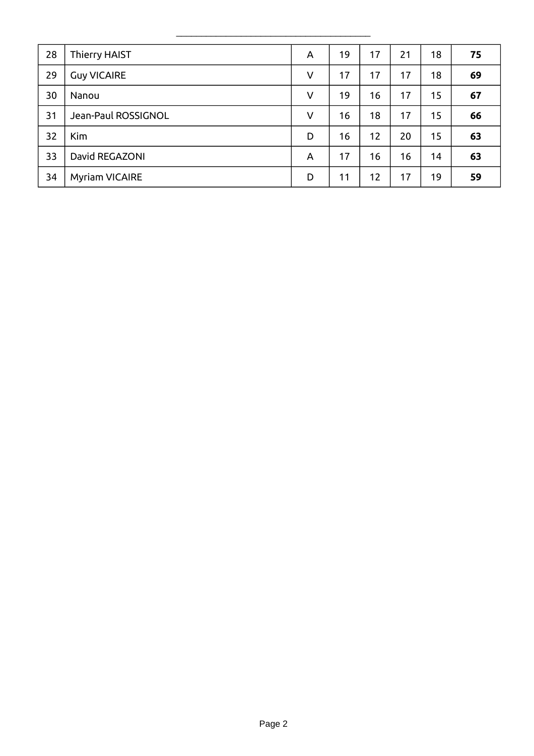| | | | | | | | |
|---|---|---|---|---|---|---|---|
| 28 | Thierry HAIST | A | 19 | 17 | 21 | 18 | **75** |
| 29 | Guy VICAIRE | V | 17 | 17 | 17 | 18 | **69** |
| 30 | Nanou | V | 19 | 16 | 17 | 15 | **67** |
| 31 | Jean-Paul ROSSIGNOL | V | 16 | 18 | 17 | 15 | **66** |
| 32 | Kim | D | 16 | 12 | 20 | 15 | **63** |
| 33 | David REGAZONI | A | 17 | 16 | 16 | 14 | **63** |
| 34 | Myriam VICAIRE | D | 11 | 12 | 17 | 19 | **59** |